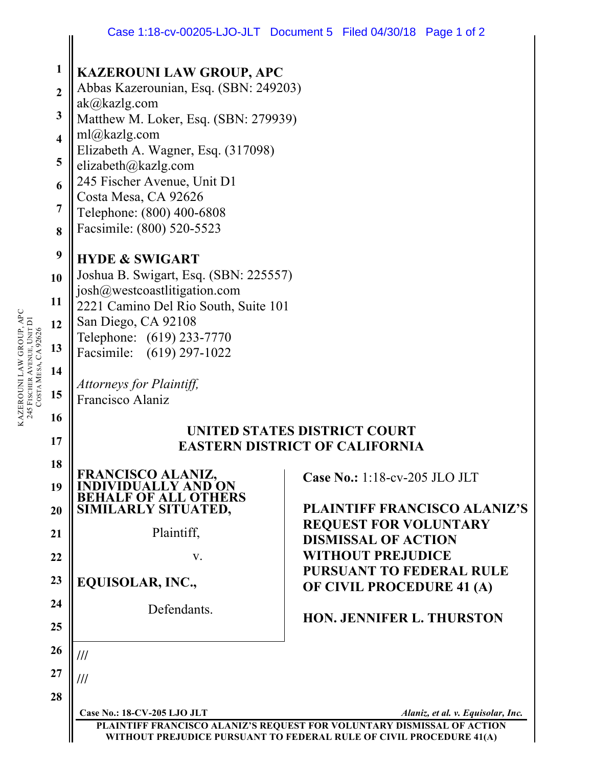**KAZEROUNI LAW GROUP, APC**
Abbas Kazerounian, Esq. (SBN: 249203)
ak@kazlg.com
Matthew M. Loker, Esq. (SBN: 279939)
ml@kazlg.com
Elizabeth A. Wagner, Esq. (317098)
elizabeth@kazlg.com
245 Fischer Avenue, Unit D1
Costa Mesa, CA 92626
Telephone: (800) 400-6808
Facsimile: (800) 520-5523

**HYDE & SWIGART**
Joshua B. Swigart, Esq. (SBN: 225557)
josh@westcoastlitigation.com
2221 Camino Del Rio South, Suite 101
San Diego, CA 92108
Telephone: (619) 233-7770
Facsimile: (619) 297-1022

*Attorneys for Plaintiff,*
Francisco Alaniz

**UNITED STATES DISTRICT COURT**
**EASTERN DISTRICT OF CALIFORNIA**

**FRANCISCO ALANIZ, INDIVIDUALLY AND ON BEHALF OF ALL OTHERS SIMILARLY SITUATED,**

Plaintiff,

v.

**EQUISOLAR, INC.,**

Defendants.

**Case No.:** 1:18-cv-205 JLO JLT

**PLAINTIFF FRANCISCO ALANIZ'S REQUEST FOR VOLUNTARY DISMISSAL OF ACTION WITHOUT PREJUDICE PURSUANT TO FEDERAL RULE OF CIVIL PROCEDURE 41 (A)**

**HON. JENNIFER L. THURSTON**

///

///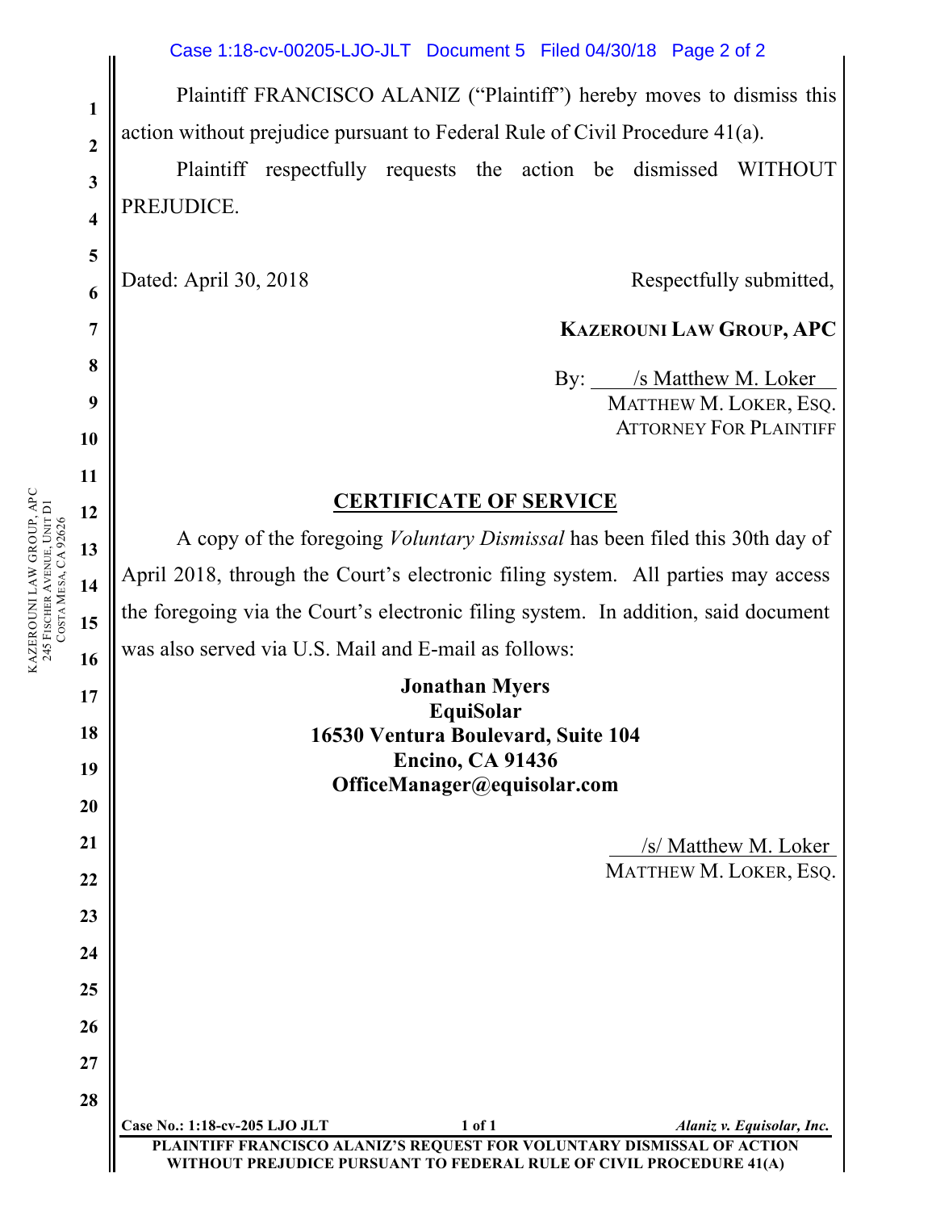Plaintiff FRANCISCO ALANIZ ("Plaintiff") hereby moves to dismiss this action without prejudice pursuant to Federal Rule of Civil Procedure 41(a).

Plaintiff respectfully requests the action be dismissed WITHOUT PREJUDICE.

Dated: April 30, 2018

Respectfully submitted,

**KAZEROUNI LAW GROUP, APC**

By: /s Matthew M. Loker
MATTHEW M. LOKER, ESQ.
ATTORNEY FOR PLAINTIFF

## CERTIFICATE OF SERVICE

A copy of the foregoing *Voluntary Dismissal* has been filed this 30th day of April 2018, through the Court's electronic filing system. All parties may access the foregoing via the Court's electronic filing system. In addition, said document was also served via U.S. Mail and E-mail as follows:

**Jonathan Myers**
**EquiSolar**
**16530 Ventura Boulevard, Suite 104**
**Encino, CA 91436**
**OfficeManager@equisolar.com**

/s/ Matthew M. Loker
MATTHEW M. LOKER, ESQ.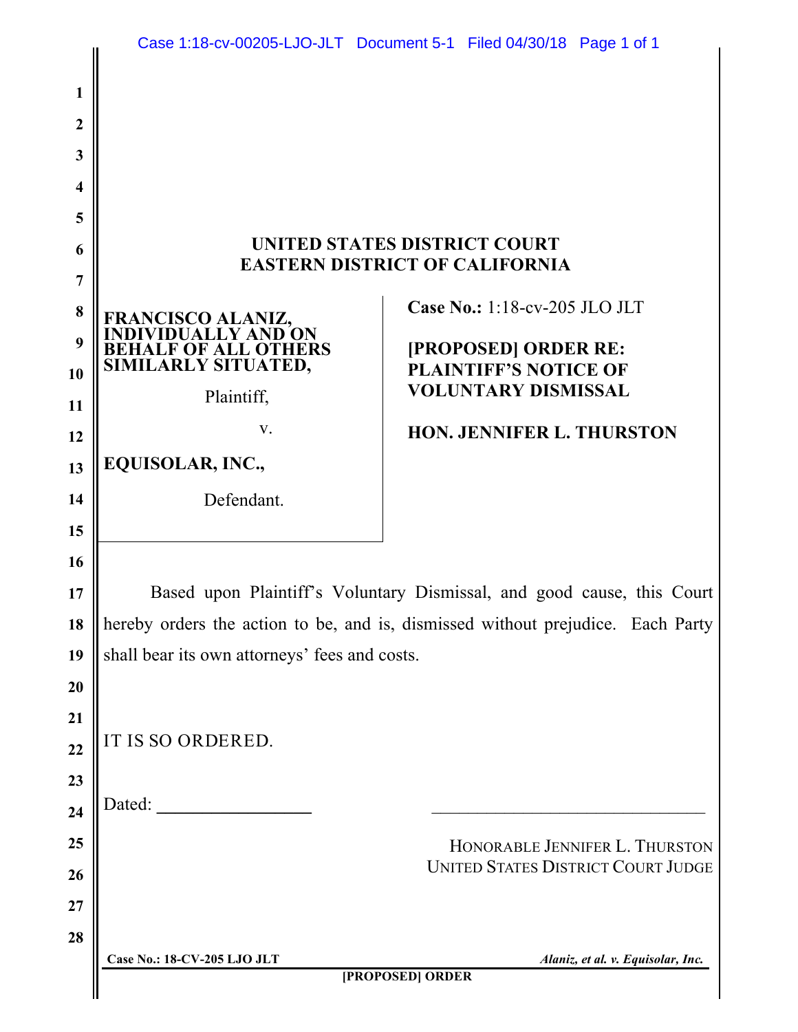# UNITED STATES DISTRICT COURT
# EASTERN DISTRICT OF CALIFORNIA

**FRANCISCO ALANIZ, INDIVIDUALLY AND ON BEHALF OF ALL OTHERS SIMILARLY SITUATED,**

Plaintiff,

v.

**EQUISOLAR, INC.,**

Defendant.

**Case No.:** 1:18-cv-205 JLO JLT

**[PROPOSED] ORDER RE: PLAINTIFF'S NOTICE OF VOLUNTARY DISMISSAL**

**HON. JENNIFER L. THURSTON**

Based upon Plaintiff's Voluntary Dismissal, and good cause, this Court hereby orders the action to be, and is, dismissed without prejudice. Each Party shall bear its own attorneys' fees and costs.

IT IS SO ORDERED.

Dated: ________________

_______________________________

HONORABLE JENNIFER L. THURSTON
UNITED STATES DISTRICT COURT JUDGE